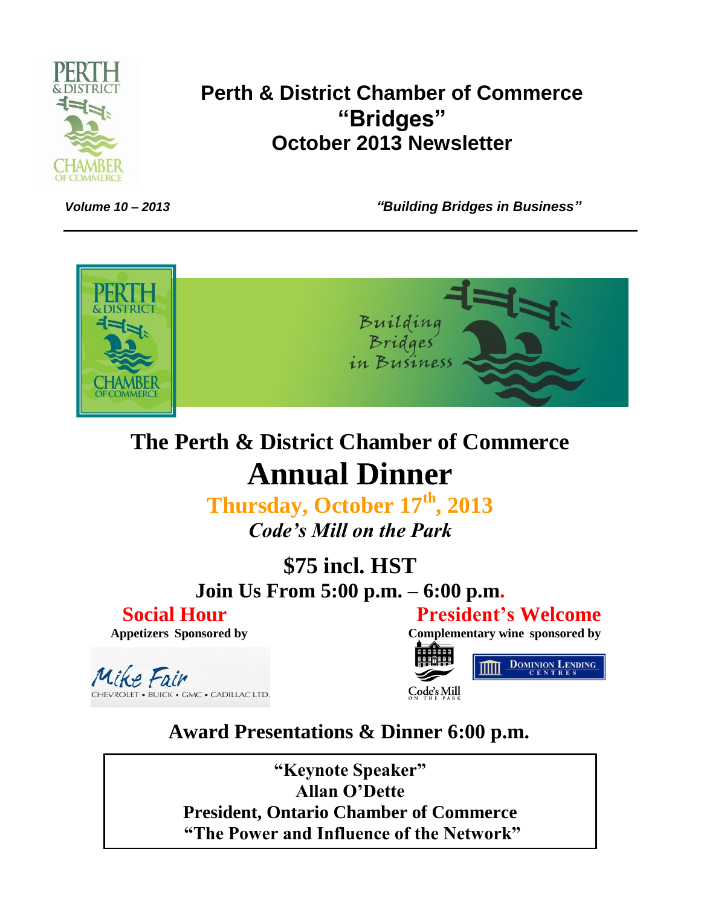# Perth & District Chamber of Commerce
# "Bridges"
## October 2013 Newsletter

*Volume 10 – 2013* *"Building Bridges in Business"*

---

Building Bridges in Business

# The Perth & District Chamber of Commerce Annual Dinner

**Thursday, October 17th, 2013**

***Code's Mill on the Park***

**$75 incl. HST**

**Join Us From 5:00 p.m. – 6:00 p.m.**

**Social Hour**

**Appetizers Sponsored by**

Mike Fair
CHEVROLET • BUICK • GMC • CADILLAC LTD.

**President's Welcome**

**Complementary wine sponsored by**

Code's Mill ON THE PARK

DOMINION LENDING CENTRES

**Award Presentations & Dinner 6:00 p.m.**

**"Keynote Speaker"**
**Allan O'Dette**
**President, Ontario Chamber of Commerce**
**"The Power and Influence of the Network"**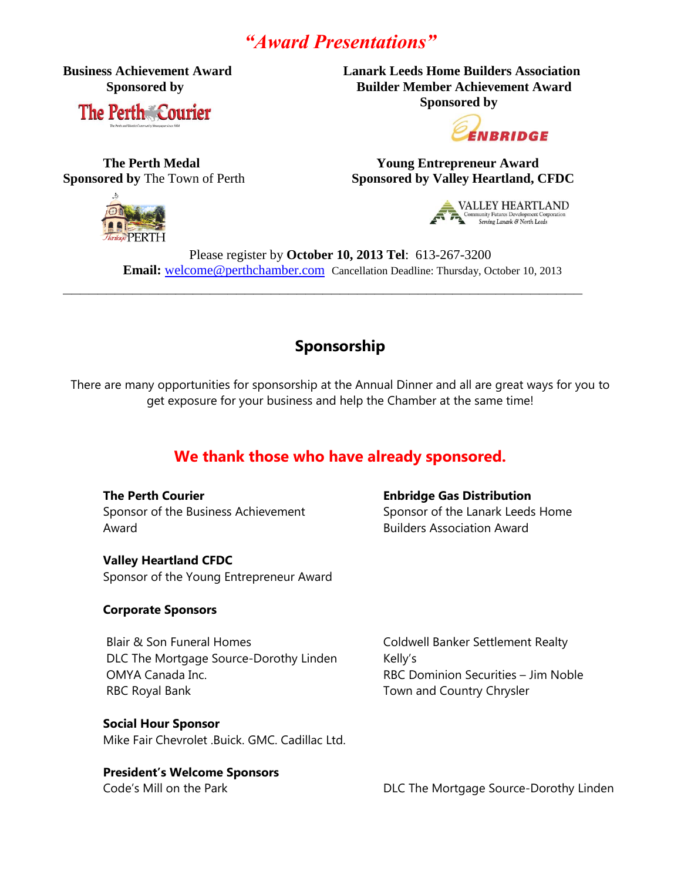# *"Award Presentations"*

**Business Achievement Award**
**Sponsored by** The Perth Courier

**Lanark Leeds Home Builders Association Builder Member Achievement Award**
**Sponsored by** Enbridge

**The Perth Medal**
**Sponsored by** The Town of Perth

**Young Entrepreneur Award**
**Sponsored by Valley Heartland, CFDC**

Please register by **October 10, 2013 Tel**: 613-267-3200
**Email:** welcome@perthchamber.com Cancellation Deadline: Thursday, October 10, 2013

---

## Sponsorship

There are many opportunities for sponsorship at the Annual Dinner and all are great ways for you to get exposure for your business and help the Chamber at the same time!

### We thank those who have already sponsored.

**The Perth Courier**
Sponsor of the Business Achievement Award

**Enbridge Gas Distribution**
Sponsor of the Lanark Leeds Home Builders Association Award

**Valley Heartland CFDC**
Sponsor of the Young Entrepreneur Award

**Corporate Sponsors**

Blair & Son Funeral Homes
DLC The Mortgage Source-Dorothy Linden
OMYA Canada Inc.
RBC Royal Bank
Coldwell Banker Settlement Realty
Kelly's
RBC Dominion Securities – Jim Noble
Town and Country Chrysler

**Social Hour Sponsor**
Mike Fair Chevrolet .Buick. GMC. Cadillac Ltd.

**President's Welcome Sponsors**
Code's Mill on the Park
DLC The Mortgage Source-Dorothy Linden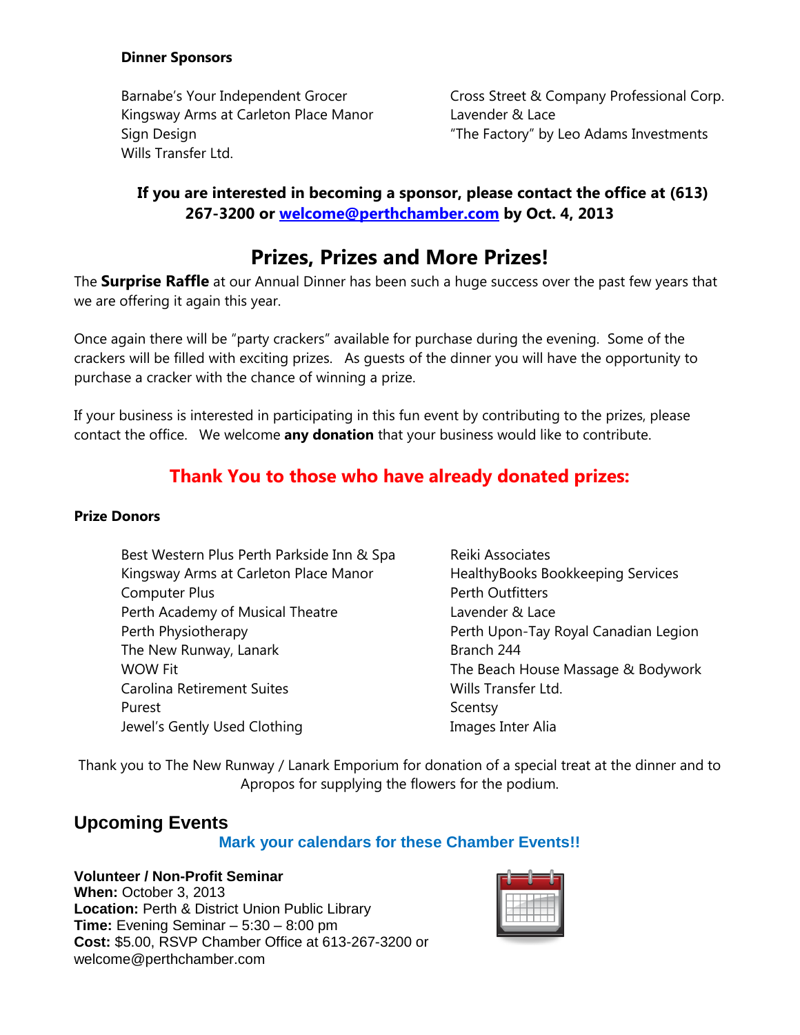**Dinner Sponsors**

Barnabe's Your Independent Grocer
Kingsway Arms at Carleton Place Manor
Sign Design
Wills Transfer Ltd.
Cross Street & Company Professional Corp.
Lavender & Lace
"The Factory" by Leo Adams Investments

**If you are interested in becoming a sponsor, please contact the office at (613) 267-3200 or welcome@perthchamber.com by Oct. 4, 2013**

## Prizes, Prizes and More Prizes!

The **Surprise Raffle** at our Annual Dinner has been such a huge success over the past few years that we are offering it again this year.

Once again there will be "party crackers" available for purchase during the evening. Some of the crackers will be filled with exciting prizes. As guests of the dinner you will have the opportunity to purchase a cracker with the chance of winning a prize.

If your business is interested in participating in this fun event by contributing to the prizes, please contact the office. We welcome **any donation** that your business would like to contribute.

## Thank You to those who have already donated prizes:

**Prize Donors**

Best Western Plus Perth Parkside Inn & Spa
Kingsway Arms at Carleton Place Manor
Computer Plus
Perth Academy of Musical Theatre
Perth Physiotherapy
The New Runway, Lanark
WOW Fit
Carolina Retirement Suites
Purest
Jewel's Gently Used Clothing
Reiki Associates
HealthyBooks Bookkeeping Services
Perth Outfitters
Lavender & Lace
Perth Upon-Tay Royal Canadian Legion Branch 244
The Beach House Massage & Bodywork
Wills Transfer Ltd.
Scentsy
Images Inter Alia

Thank you to The New Runway / Lanark Emporium for donation of a special treat at the dinner and to Apropos for supplying the flowers for the podium.

## Upcoming Events

**Mark your calendars for these Chamber Events!!**

**Volunteer / Non-Profit Seminar**
**When:** October 3, 2013
**Location:** Perth & District Union Public Library
**Time:** Evening Seminar – 5:30 – 8:00 pm
**Cost:** $5.00, RSVP Chamber Office at 613-267-3200 or welcome@perthchamber.com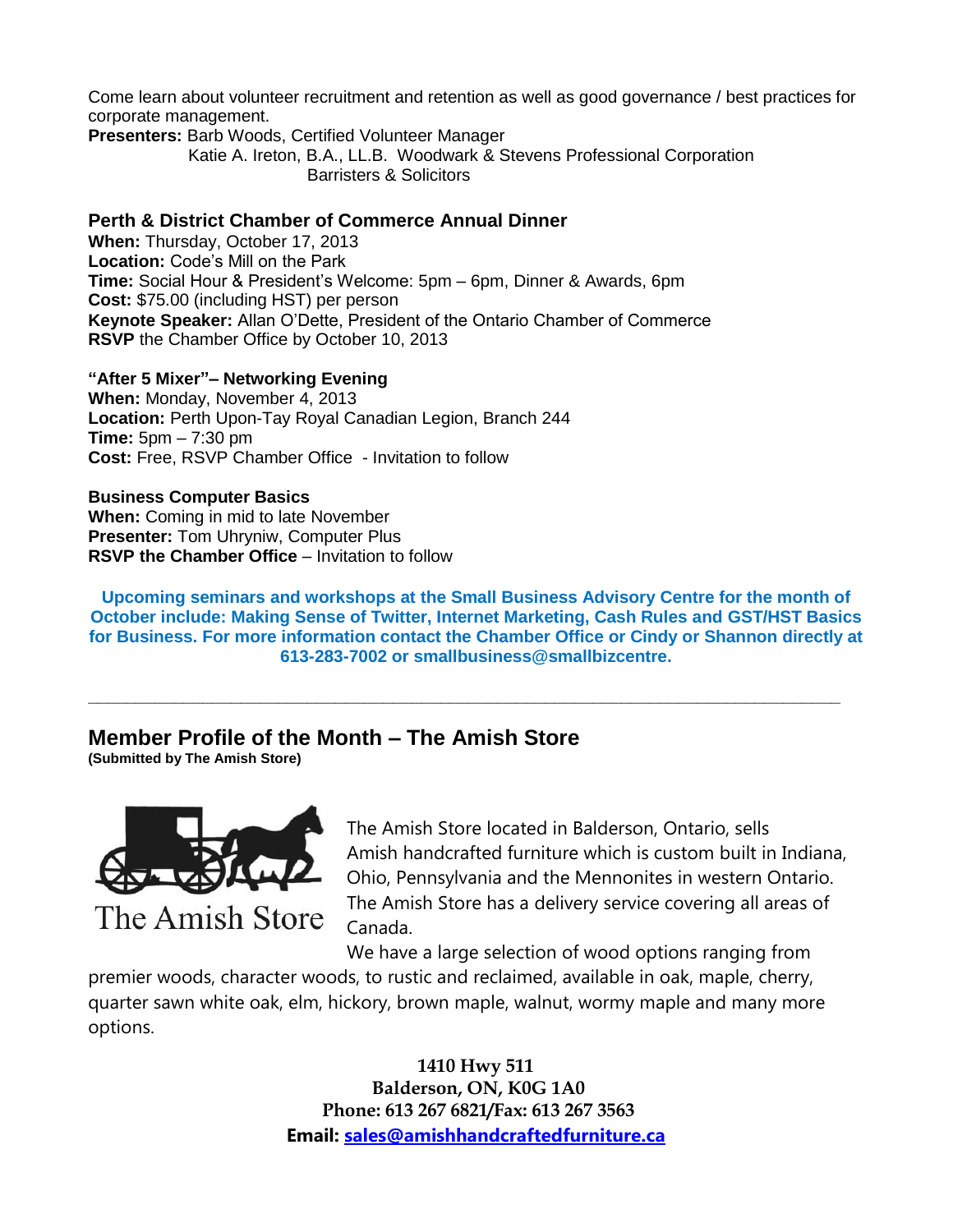Come learn about volunteer recruitment and retention as well as good governance / best practices for corporate management.

**Presenters:** Barb Woods, Certified Volunteer Manager
Katie A. Ireton, B.A., LL.B. Woodwark & Stevens Professional Corporation
Barristers & Solicitors

### Perth & District Chamber of Commerce Annual Dinner

**When:** Thursday, October 17, 2013
**Location:** Code's Mill on the Park
**Time:** Social Hour & President's Welcome: 5pm – 6pm, Dinner & Awards, 6pm
**Cost:** $75.00 (including HST) per person
**Keynote Speaker:** Allan O'Dette, President of the Ontario Chamber of Commerce
**RSVP** the Chamber Office by October 10, 2013

**"After 5 Mixer"– Networking Evening**
**When:** Monday, November 4, 2013
**Location:** Perth Upon-Tay Royal Canadian Legion, Branch 244
**Time:** 5pm – 7:30 pm
**Cost:** Free, RSVP Chamber Office - Invitation to follow

**Business Computer Basics**
**When:** Coming in mid to late November
**Presenter:** Tom Uhryniw, Computer Plus
**RSVP the Chamber Office** – Invitation to follow

**Upcoming seminars and workshops at the Small Business Advisory Centre for the month of October include: Making Sense of Twitter, Internet Marketing, Cash Rules and GST/HST Basics for Business. For more information contact the Chamber Office or Cindy or Shannon directly at 613-283-7002 or smallbusiness@smallbizcentre.**

---

## Member Profile of the Month – The Amish Store

**(Submitted by The Amish Store)**

The Amish Store

The Amish Store located in Balderson, Ontario, sells Amish handcrafted furniture which is custom built in Indiana, Ohio, Pennsylvania and the Mennonites in western Ontario. The Amish Store has a delivery service covering all areas of Canada.

We have a large selection of wood options ranging from premier woods, character woods, to rustic and reclaimed, available in oak, maple, cherry, quarter sawn white oak, elm, hickory, brown maple, walnut, wormy maple and many more options.

**1410 Hwy 511**
**Balderson, ON, K0G 1A0**
**Phone: 613 267 6821/Fax: 613 267 3563**
**Email: sales@amishhandcraftedfurniture.ca**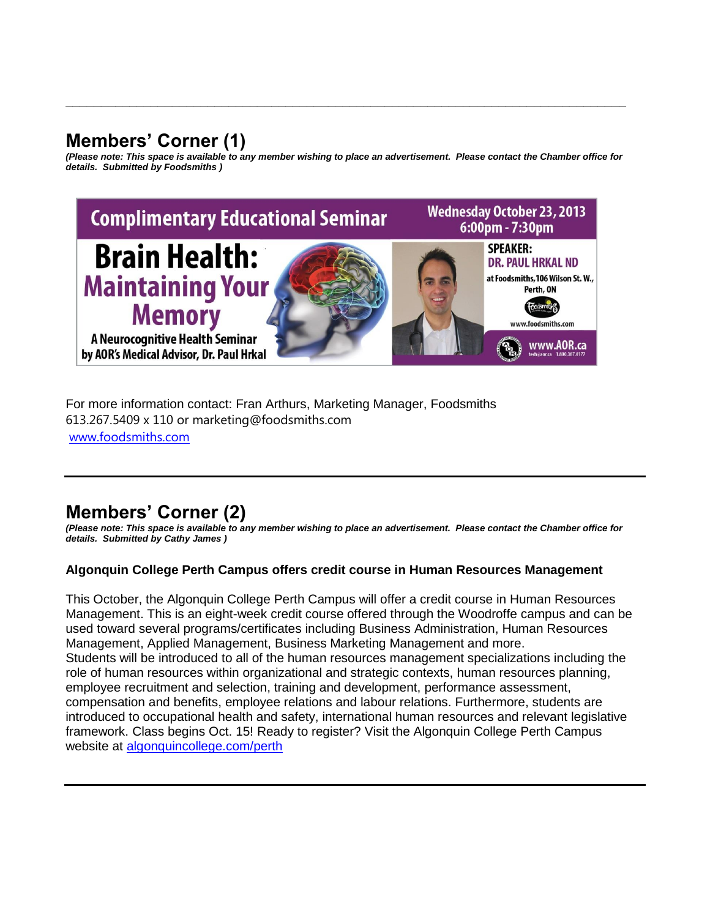## Members' Corner (1)

***(Please note: This space is available to any member wishing to place an advertisement. Please contact the Chamber office for details. Submitted by Foodsmiths )***

**Complimentary Educational Seminar**

**Wednesday October 23, 2013**
**6:00pm - 7:30pm**

**Brain Health:**
**Maintaining Your Memory**

**A Neurocognitive Health Seminar by AOR's Medical Advisor, Dr. Paul Hrkal**

**SPEAKER:**
**DR. PAUL HRKAL ND**
at Foodsmiths, 106 Wilson St. W., Perth, ON

www.foodsmiths.com

**www.AOR.ca**

For more information contact: Fran Arthurs, Marketing Manager, Foodsmiths
613.267.5409 x 110 or marketing@foodsmiths.com
www.foodsmiths.com

---

## Members' Corner (2)

***(Please note: This space is available to any member wishing to place an advertisement. Please contact the Chamber office for details. Submitted by Cathy James )***

**Algonquin College Perth Campus offers credit course in Human Resources Management**

This October, the Algonquin College Perth Campus will offer a credit course in Human Resources Management. This is an eight-week credit course offered through the Woodroffe campus and can be used toward several programs/certificates including Business Administration, Human Resources Management, Applied Management, Business Marketing Management and more.
Students will be introduced to all of the human resources management specializations including the role of human resources within organizational and strategic contexts, human resources planning, employee recruitment and selection, training and development, performance assessment, compensation and benefits, employee relations and labour relations. Furthermore, students are introduced to occupational health and safety, international human resources and relevant legislative framework. Class begins Oct. 15! Ready to register? Visit the Algonquin College Perth Campus website at algonquincollege.com/perth

---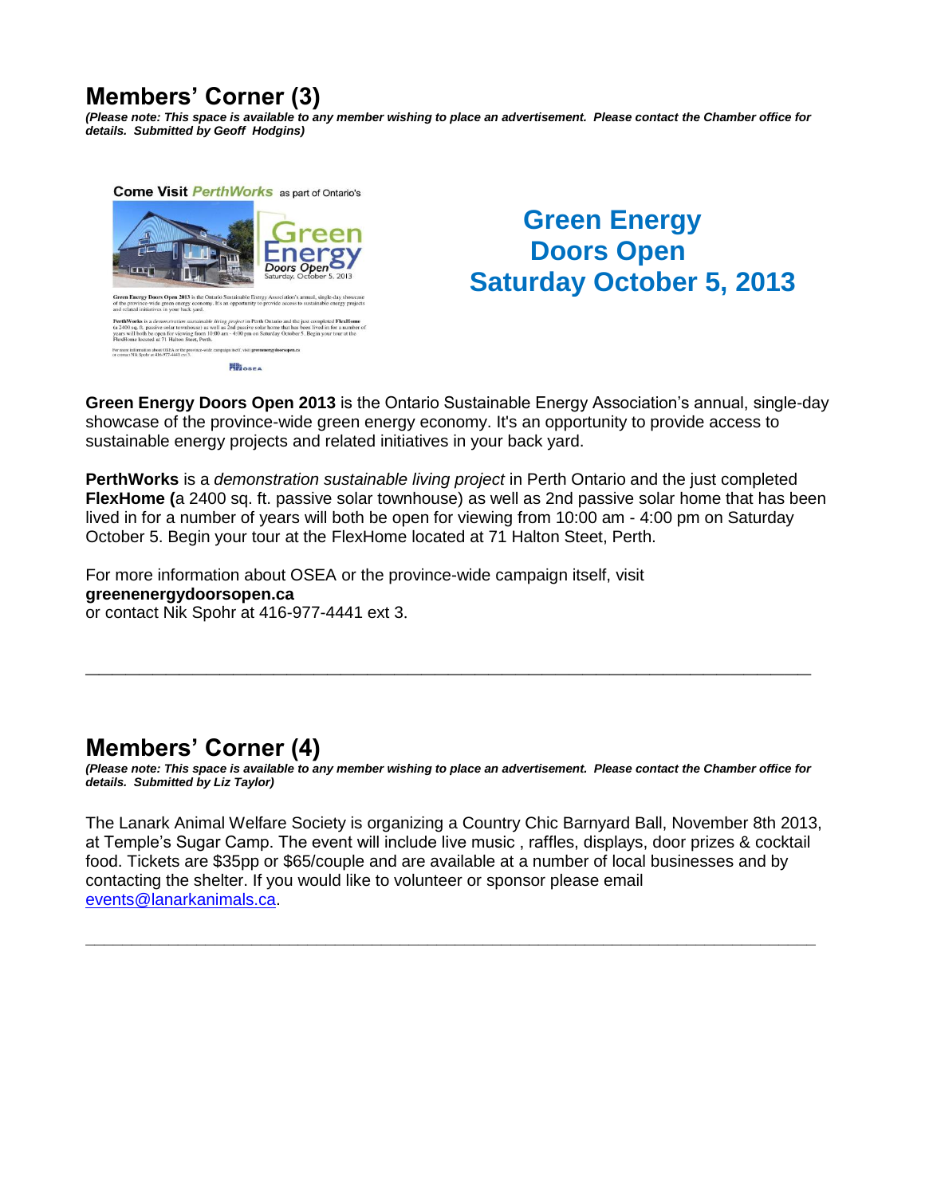## Members' Corner (3)

***(Please note: This space is available to any member wishing to place an advertisement. Please contact the Chamber office for details. Submitted by Geoff Hodgins)***

## Green Energy Doors Open Saturday October 5, 2013

**Green Energy Doors Open 2013** is the Ontario Sustainable Energy Association's annual, single-day showcase of the province-wide green energy economy. It's an opportunity to provide access to sustainable energy projects and related initiatives in your back yard.

**PerthWorks** is a *demonstration sustainable living project* in Perth Ontario and the just completed **FlexHome (**a 2400 sq. ft. passive solar townhouse) as well as 2nd passive solar home that has been lived in for a number of years will both be open for viewing from 10:00 am - 4:00 pm on Saturday October 5. Begin your tour at the FlexHome located at 71 Halton Steet, Perth.

For more information about OSEA or the province-wide campaign itself, visit
**greenenergydoorsopen.ca**
or contact Nik Spohr at 416-977-4441 ext 3.

---

## Members' Corner (4)

***(Please note: This space is available to any member wishing to place an advertisement. Please contact the Chamber office for details. Submitted by Liz Taylor)***

The Lanark Animal Welfare Society is organizing a Country Chic Barnyard Ball, November 8th 2013, at Temple's Sugar Camp. The event will include live music , raffles, displays, door prizes & cocktail food. Tickets are $35pp or $65/couple and are available at a number of local businesses and by contacting the shelter. If you would like to volunteer or sponsor please email events@lanarkanimals.ca.

---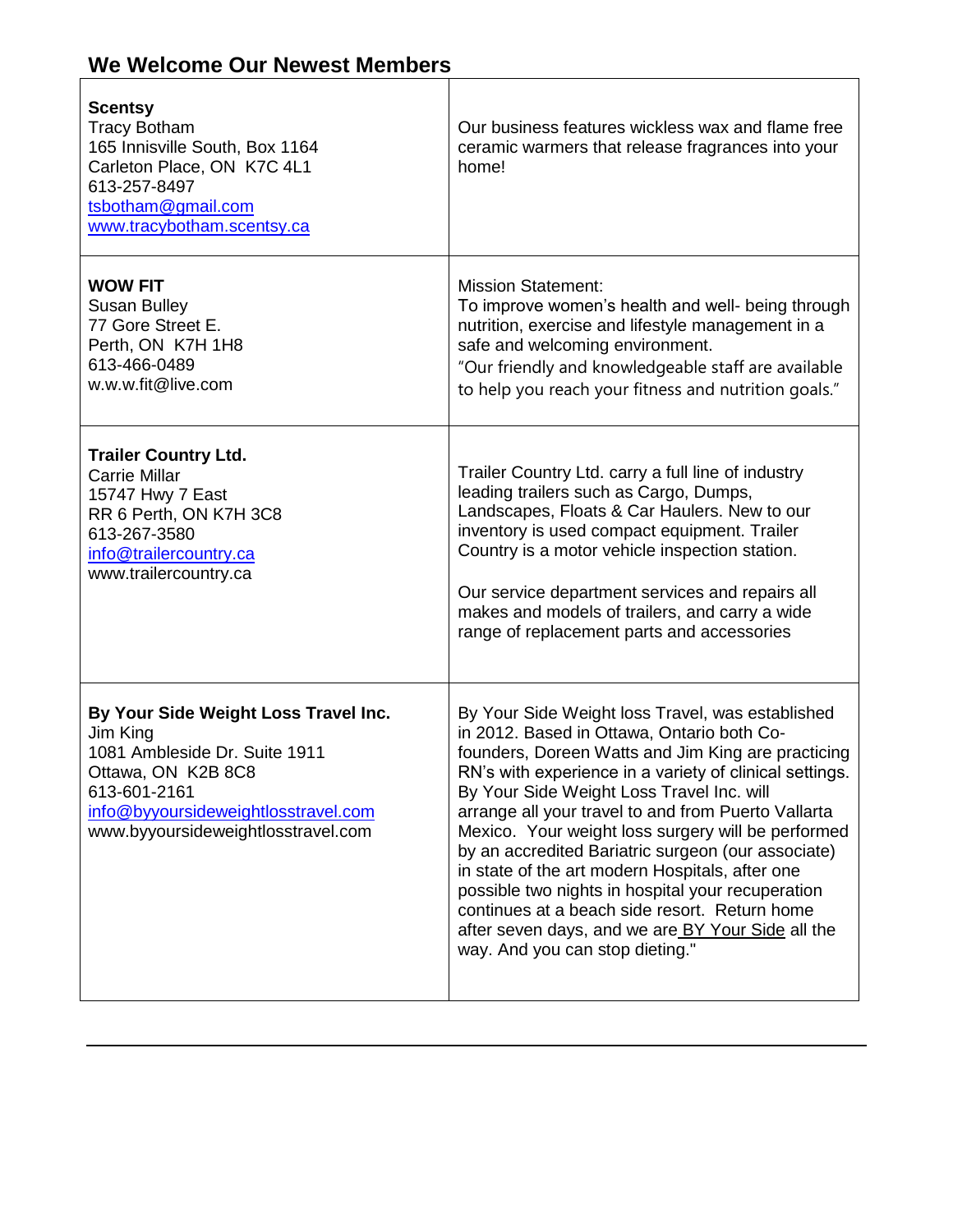## We Welcome Our Newest Members

| | |
|---|---|
| **Scentsy**<br>Tracy Botham<br>165 Innisville South, Box 1164<br>Carleton Place, ON K7C 4L1<br>613-257-8497<br>tsbotham@gmail.com<br>www.tracybotham.scentsy.ca | Our business features wickless wax and flame free ceramic warmers that release fragrances into your home! |
| **WOW FIT**<br>Susan Bulley<br>77 Gore Street E.<br>Perth, ON K7H 1H8<br>613-466-0489<br>w.w.w.fit@live.com | Mission Statement:<br>To improve women's health and well- being through nutrition, exercise and lifestyle management in a safe and welcoming environment.<br>"Our friendly and knowledgeable staff are available to help you reach your fitness and nutrition goals." |
| **Trailer Country Ltd.**<br>Carrie Millar<br>15747 Hwy 7 East<br>RR 6 Perth, ON K7H 3C8<br>613-267-3580<br>info@trailercountry.ca<br>www.trailercountry.ca | Trailer Country Ltd. carry a full line of industry leading trailers such as Cargo, Dumps, Landscapes, Floats & Car Haulers. New to our inventory is used compact equipment. Trailer Country is a motor vehicle inspection station.<br><br>Our service department services and repairs all makes and models of trailers, and carry a wide range of replacement parts and accessories |
| **By Your Side Weight Loss Travel Inc.**<br>Jim King<br>1081 Ambleside Dr. Suite 1911<br>Ottawa, ON K2B 8C8<br>613-601-2161<br>info@byyoursideweightlosstravel.com<br>www.byyoursideweightlosstravel.com | By Your Side Weight loss Travel, was established in 2012. Based in Ottawa, Ontario both Co-founders, Doreen Watts and Jim King are practicing RN's with experience in a variety of clinical settings. By Your Side Weight Loss Travel Inc. will arrange all your travel to and from Puerto Vallarta Mexico. Your weight loss surgery will be performed by an accredited Bariatric surgeon (our associate) in state of the art modern Hospitals, after one possible two nights in hospital your recuperation continues at a beach side resort. Return home after seven days, and we are BY Your Side all the way. And you can stop dieting." |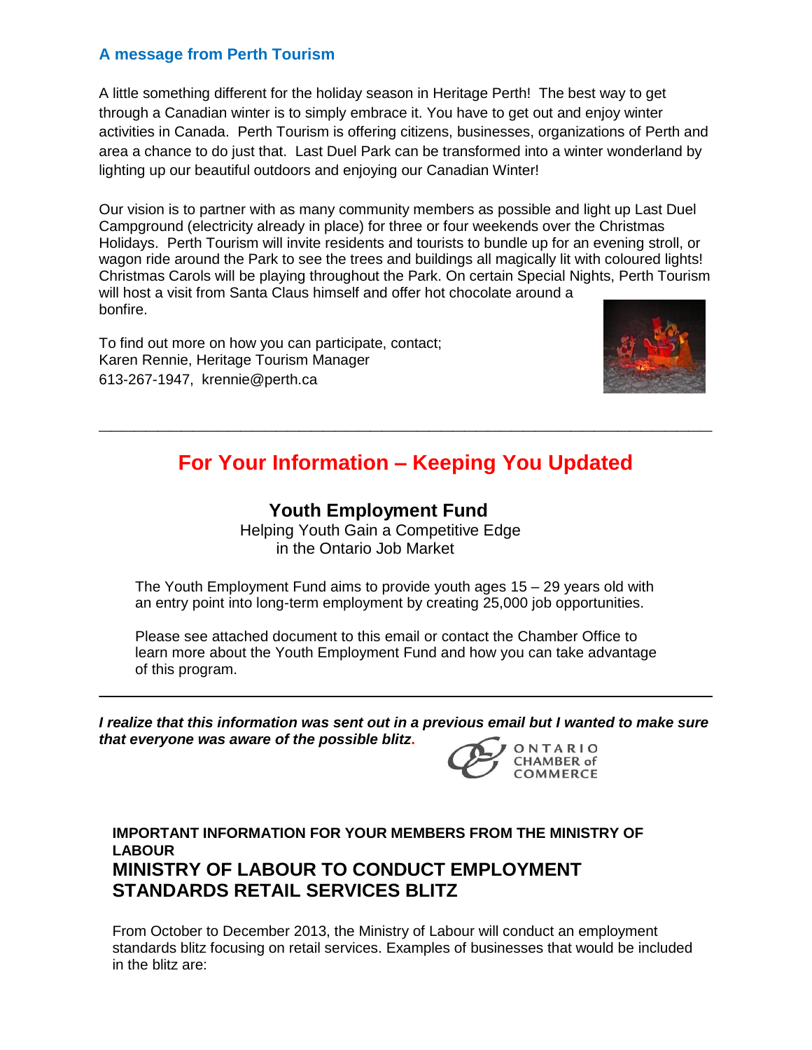### A message from Perth Tourism

A little something different for the holiday season in Heritage Perth! The best way to get through a Canadian winter is to simply embrace it. You have to get out and enjoy winter activities in Canada. Perth Tourism is offering citizens, businesses, organizations of Perth and area a chance to do just that. Last Duel Park can be transformed into a winter wonderland by lighting up our beautiful outdoors and enjoying our Canadian Winter!

Our vision is to partner with as many community members as possible and light up Last Duel Campground (electricity already in place) for three or four weekends over the Christmas Holidays. Perth Tourism will invite residents and tourists to bundle up for an evening stroll, or wagon ride around the Park to see the trees and buildings all magically lit with coloured lights! Christmas Carols will be playing throughout the Park. On certain Special Nights, Perth Tourism will host a visit from Santa Claus himself and offer hot chocolate around a bonfire.

To find out more on how you can participate, contact;
Karen Rennie, Heritage Tourism Manager
613-267-1947, krennie@perth.ca

---

## For Your Information – Keeping You Updated

### Youth Employment Fund

Helping Youth Gain a Competitive Edge
in the Ontario Job Market

The Youth Employment Fund aims to provide youth ages 15 – 29 years old with an entry point into long-term employment by creating 25,000 job opportunities.

Please see attached document to this email or contact the Chamber Office to learn more about the Youth Employment Fund and how you can take advantage of this program.

---

***I realize that this information was sent out in a previous email but I wanted to make sure that everyone was aware of the possible blitz.***

ONTARIO CHAMBER of COMMERCE

**IMPORTANT INFORMATION FOR YOUR MEMBERS FROM THE MINISTRY OF LABOUR**

### MINISTRY OF LABOUR TO CONDUCT EMPLOYMENT STANDARDS RETAIL SERVICES BLITZ

From October to December 2013, the Ministry of Labour will conduct an employment standards blitz focusing on retail services. Examples of businesses that would be included in the blitz are: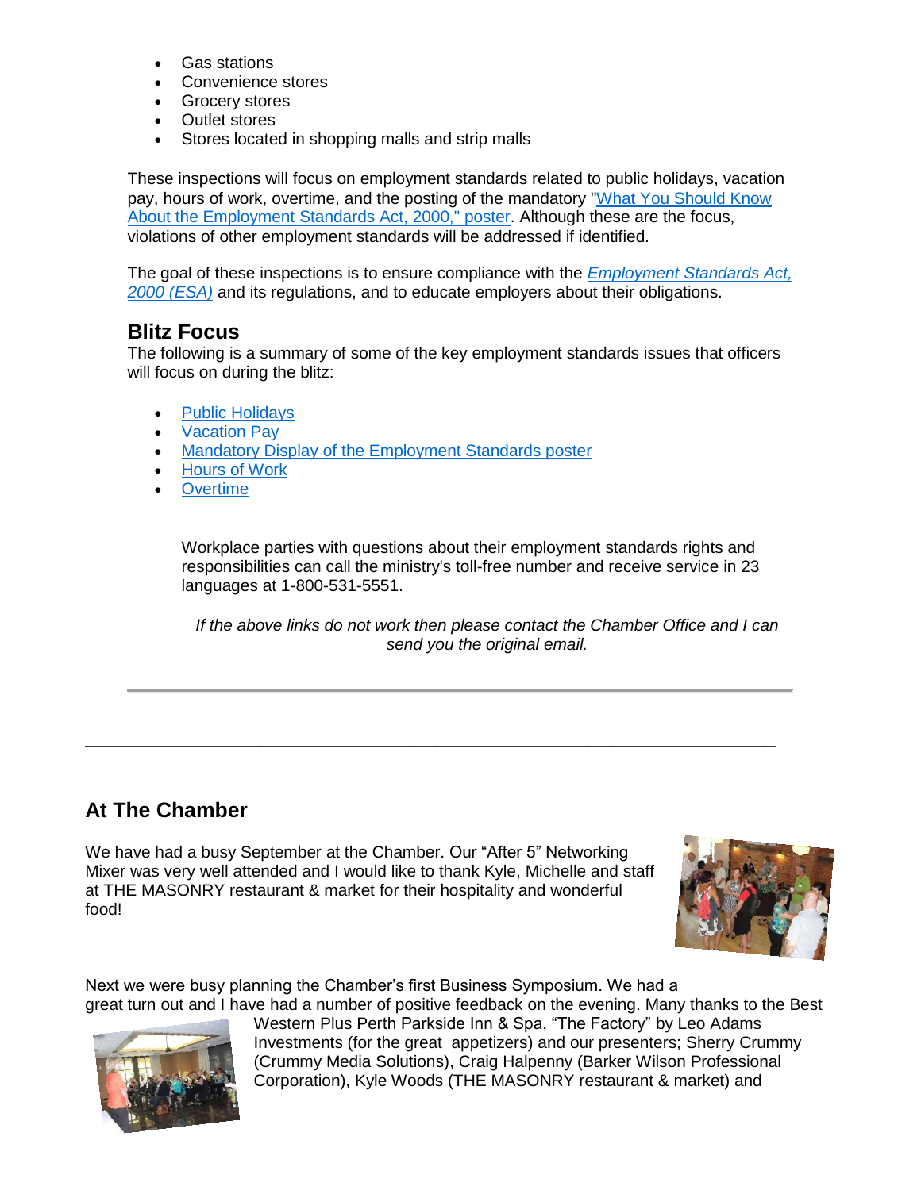- Gas stations
- Convenience stores
- Grocery stores
- Outlet stores
- Stores located in shopping malls and strip malls

These inspections will focus on employment standards related to public holidays, vacation pay, hours of work, overtime, and the posting of the mandatory "What You Should Know About the Employment Standards Act, 2000," poster. Although these are the focus, violations of other employment standards will be addressed if identified.

The goal of these inspections is to ensure compliance with the *Employment Standards Act, 2000 (ESA)* and its regulations, and to educate employers about their obligations.

### Blitz Focus

The following is a summary of some of the key employment standards issues that officers will focus on during the blitz:

- Public Holidays
- Vacation Pay
- Mandatory Display of the Employment Standards poster
- Hours of Work
- Overtime

Workplace parties with questions about their employment standards rights and responsibilities can call the ministry's toll-free number and receive service in 23 languages at 1-800-531-5551.

*If the above links do not work then please contact the Chamber Office and I can send you the original email.*

---

## At The Chamber

We have had a busy September at the Chamber. Our "After 5" Networking Mixer was very well attended and I would like to thank Kyle, Michelle and staff at THE MASONRY restaurant & market for their hospitality and wonderful food!

Next we were busy planning the Chamber's first Business Symposium. We had a great turn out and I have had a number of positive feedback on the evening. Many thanks to the Best Western Plus Perth Parkside Inn & Spa, "The Factory" by Leo Adams Investments (for the great appetizers) and our presenters; Sherry Crummy (Crummy Media Solutions), Craig Halpenny (Barker Wilson Professional Corporation), Kyle Woods (THE MASONRY restaurant & market) and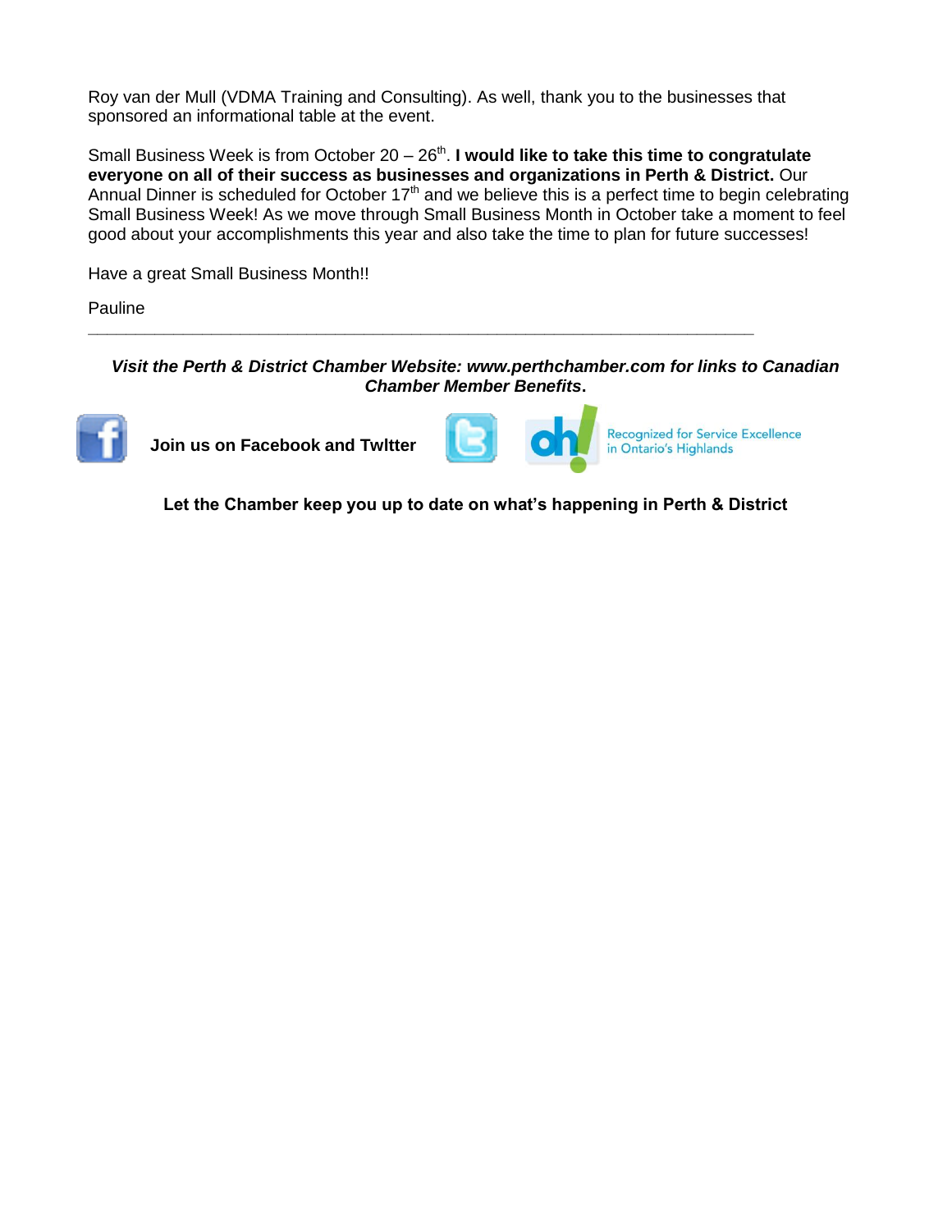Roy van der Mull (VDMA Training and Consulting). As well, thank you to the businesses that sponsored an informational table at the event.

Small Business Week is from October 20 – 26th. **I would like to take this time to congratulate everyone on all of their success as businesses and organizations in Perth & District.** Our Annual Dinner is scheduled for October 17th and we believe this is a perfect time to begin celebrating Small Business Week! As we move through Small Business Month in October take a moment to feel good about your accomplishments this year and also take the time to plan for future successes!

Have a great Small Business Month!!

Pauline

---

***Visit the Perth & District Chamber Website: www.perthchamber.com for links to Canadian Chamber Member Benefits*.**

**Join us on Facebook and Twltter**

Recognized for Service Excellence in Ontario's Highlands

**Let the Chamber keep you up to date on what's happening in Perth & District**